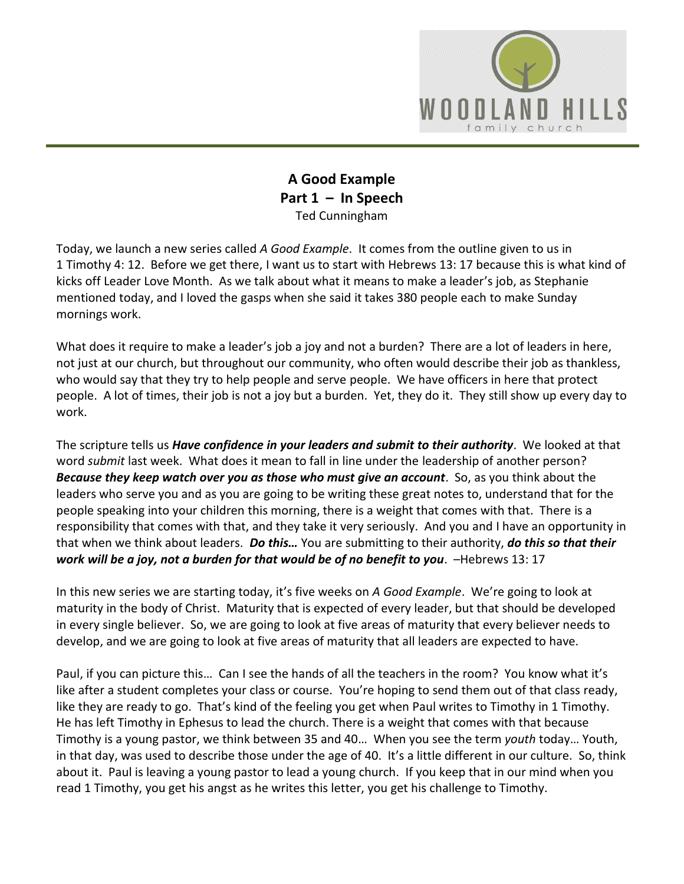# A Good Example
## Part 1 – In Speech
Ted Cunningham

Today, we launch a new series called *A Good Example*. It comes from the outline given to us in 1 Timothy 4: 12. Before we get there, I want us to start with Hebrews 13: 17 because this is what kind of kicks off Leader Love Month. As we talk about what it means to make a leader's job, as Stephanie mentioned today, and I loved the gasps when she said it takes 380 people each to make Sunday mornings work.

What does it require to make a leader's job a joy and not a burden? There are a lot of leaders in here, not just at our church, but throughout our community, who often would describe their job as thankless, who would say that they try to help people and serve people. We have officers in here that protect people. A lot of times, their job is not a joy but a burden. Yet, they do it. They still show up every day to work.

The scripture tells us ***Have confidence in your leaders and submit to their authority***. We looked at that word *submit* last week. What does it mean to fall in line under the leadership of another person? ***Because they keep watch over you as those who must give an account***. So, as you think about the leaders who serve you and as you are going to be writing these great notes to, understand that for the people speaking into your children this morning, there is a weight that comes with that. There is a responsibility that comes with that, and they take it very seriously. And you and I have an opportunity in that when we think about leaders. ***Do this…*** You are submitting to their authority, ***do this so that their work will be a joy, not a burden for that would be of no benefit to you***. –Hebrews 13: 17

In this new series we are starting today, it's five weeks on *A Good Example*. We're going to look at maturity in the body of Christ. Maturity that is expected of every leader, but that should be developed in every single believer. So, we are going to look at five areas of maturity that every believer needs to develop, and we are going to look at five areas of maturity that all leaders are expected to have.

Paul, if you can picture this… Can I see the hands of all the teachers in the room? You know what it's like after a student completes your class or course. You're hoping to send them out of that class ready, like they are ready to go. That's kind of the feeling you get when Paul writes to Timothy in 1 Timothy. He has left Timothy in Ephesus to lead the church. There is a weight that comes with that because Timothy is a young pastor, we think between 35 and 40… When you see the term *youth* today… Youth, in that day, was used to describe those under the age of 40. It's a little different in our culture. So, think about it. Paul is leaving a young pastor to lead a young church. If you keep that in our mind when you read 1 Timothy, you get his angst as he writes this letter, you get his challenge to Timothy.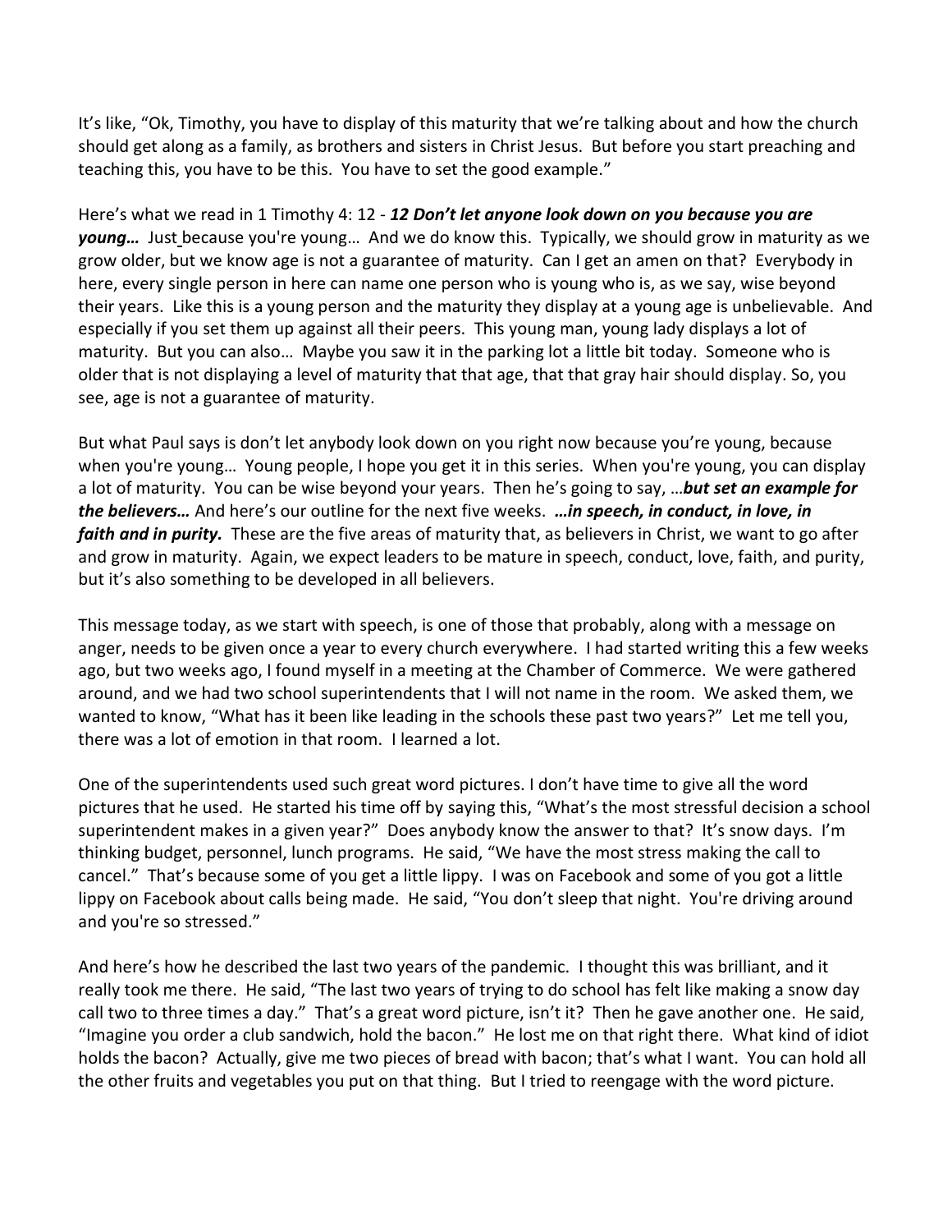It's like, "Ok, Timothy, you have to display of this maturity that we're talking about and how the church should get along as a family, as brothers and sisters in Christ Jesus. But before you start preaching and teaching this, you have to be this. You have to set the good example."

Here's what we read in 1 Timothy 4: 12 - ***12 Don't let anyone look down on you because you are young…*** Just because you're young… And we do know this. Typically, we should grow in maturity as we grow older, but we know age is not a guarantee of maturity. Can I get an amen on that? Everybody in here, every single person in here can name one person who is young who is, as we say, wise beyond their years. Like this is a young person and the maturity they display at a young age is unbelievable. And especially if you set them up against all their peers. This young man, young lady displays a lot of maturity. But you can also… Maybe you saw it in the parking lot a little bit today. Someone who is older that is not displaying a level of maturity that that age, that that gray hair should display. So, you see, age is not a guarantee of maturity.

But what Paul says is don't let anybody look down on you right now because you're young, because when you're young… Young people, I hope you get it in this series. When you're young, you can display a lot of maturity. You can be wise beyond your years. Then he's going to say, …***but set an example for the believers…*** And here's our outline for the next five weeks. ***…in speech, in conduct, in love, in faith and in purity.*** These are the five areas of maturity that, as believers in Christ, we want to go after and grow in maturity. Again, we expect leaders to be mature in speech, conduct, love, faith, and purity, but it's also something to be developed in all believers.

This message today, as we start with speech, is one of those that probably, along with a message on anger, needs to be given once a year to every church everywhere. I had started writing this a few weeks ago, but two weeks ago, I found myself in a meeting at the Chamber of Commerce. We were gathered around, and we had two school superintendents that I will not name in the room. We asked them, we wanted to know, "What has it been like leading in the schools these past two years?" Let me tell you, there was a lot of emotion in that room. I learned a lot.

One of the superintendents used such great word pictures. I don't have time to give all the word pictures that he used. He started his time off by saying this, "What's the most stressful decision a school superintendent makes in a given year?" Does anybody know the answer to that? It's snow days. I'm thinking budget, personnel, lunch programs. He said, "We have the most stress making the call to cancel." That's because some of you get a little lippy. I was on Facebook and some of you got a little lippy on Facebook about calls being made. He said, "You don't sleep that night. You're driving around and you're so stressed."

And here's how he described the last two years of the pandemic. I thought this was brilliant, and it really took me there. He said, "The last two years of trying to do school has felt like making a snow day call two to three times a day." That's a great word picture, isn't it? Then he gave another one. He said, "Imagine you order a club sandwich, hold the bacon." He lost me on that right there. What kind of idiot holds the bacon? Actually, give me two pieces of bread with bacon; that's what I want. You can hold all the other fruits and vegetables you put on that thing. But I tried to reengage with the word picture.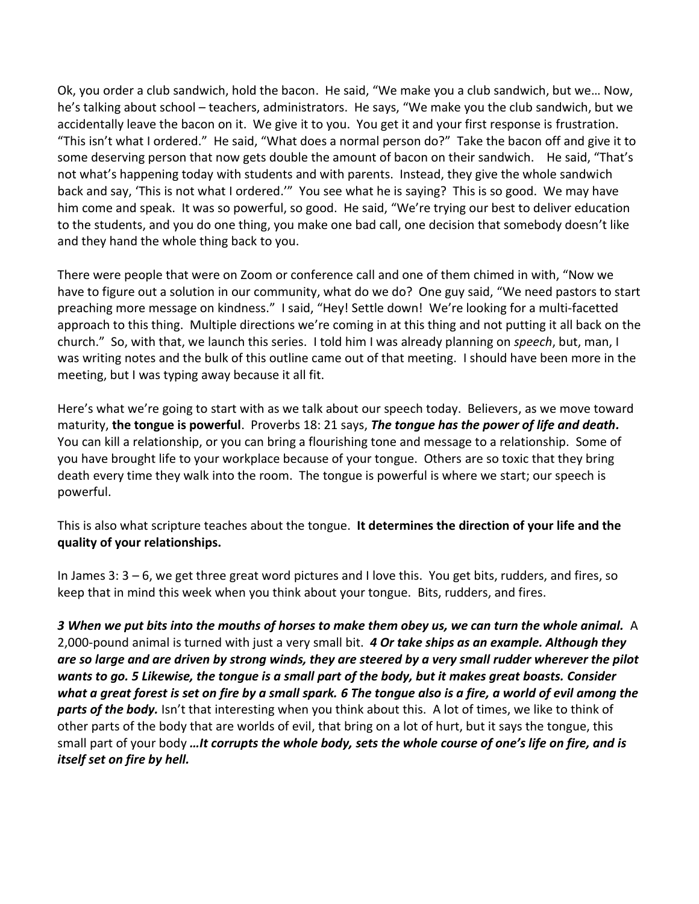Ok, you order a club sandwich, hold the bacon. He said, "We make you a club sandwich, but we… Now, he's talking about school – teachers, administrators. He says, "We make you the club sandwich, but we accidentally leave the bacon on it. We give it to you. You get it and your first response is frustration. "This isn't what I ordered." He said, "What does a normal person do?" Take the bacon off and give it to some deserving person that now gets double the amount of bacon on their sandwich. He said, "That's not what's happening today with students and with parents. Instead, they give the whole sandwich back and say, 'This is not what I ordered.'" You see what he is saying? This is so good. We may have him come and speak. It was so powerful, so good. He said, "We're trying our best to deliver education to the students, and you do one thing, you make one bad call, one decision that somebody doesn't like and they hand the whole thing back to you.

There were people that were on Zoom or conference call and one of them chimed in with, "Now we have to figure out a solution in our community, what do we do? One guy said, "We need pastors to start preaching more message on kindness." I said, "Hey! Settle down! We're looking for a multi-facetted approach to this thing. Multiple directions we're coming in at this thing and not putting it all back on the church." So, with that, we launch this series. I told him I was already planning on *speech*, but, man, I was writing notes and the bulk of this outline came out of that meeting. I should have been more in the meeting, but I was typing away because it all fit.

Here's what we're going to start with as we talk about our speech today. Believers, as we move toward maturity, **the tongue is powerful**. Proverbs 18: 21 says, ***The tongue has the power of life and death.*** You can kill a relationship, or you can bring a flourishing tone and message to a relationship. Some of you have brought life to your workplace because of your tongue. Others are so toxic that they bring death every time they walk into the room. The tongue is powerful is where we start; our speech is powerful.

This is also what scripture teaches about the tongue. **It determines the direction of your life and the quality of your relationships.**

In James 3: 3 – 6, we get three great word pictures and I love this. You get bits, rudders, and fires, so keep that in mind this week when you think about your tongue. Bits, rudders, and fires.

***3 When we put bits into the mouths of horses to make them obey us, we can turn the whole animal.*** A 2,000-pound animal is turned with just a very small bit. ***4 Or take ships as an example. Although they are so large and are driven by strong winds, they are steered by a very small rudder wherever the pilot wants to go. 5 Likewise, the tongue is a small part of the body, but it makes great boasts. Consider what a great forest is set on fire by a small spark. 6 The tongue also is a fire, a world of evil among the parts of the body.*** Isn't that interesting when you think about this. A lot of times, we like to think of other parts of the body that are worlds of evil, that bring on a lot of hurt, but it says the tongue, this small part of your body ***…It corrupts the whole body, sets the whole course of one's life on fire, and is itself set on fire by hell.***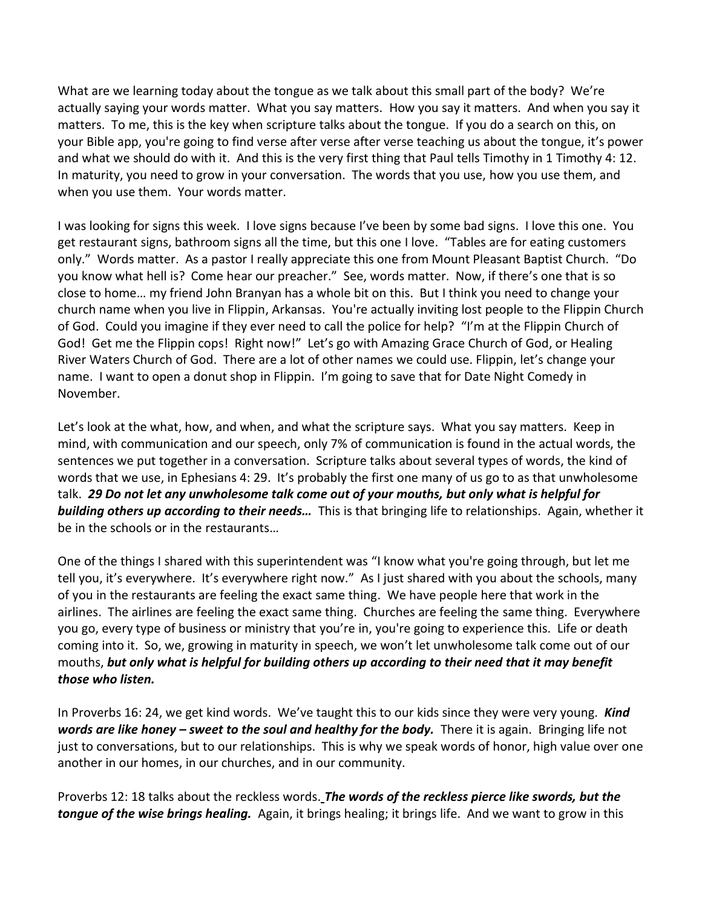What are we learning today about the tongue as we talk about this small part of the body? We're actually saying your words matter. What you say matters. How you say it matters. And when you say it matters. To me, this is the key when scripture talks about the tongue. If you do a search on this, on your Bible app, you're going to find verse after verse after verse teaching us about the tongue, it's power and what we should do with it. And this is the very first thing that Paul tells Timothy in 1 Timothy 4: 12. In maturity, you need to grow in your conversation. The words that you use, how you use them, and when you use them. Your words matter.

I was looking for signs this week. I love signs because I've been by some bad signs. I love this one. You get restaurant signs, bathroom signs all the time, but this one I love. "Tables are for eating customers only." Words matter. As a pastor I really appreciate this one from Mount Pleasant Baptist Church. "Do you know what hell is? Come hear our preacher." See, words matter. Now, if there's one that is so close to home… my friend John Branyan has a whole bit on this. But I think you need to change your church name when you live in Flippin, Arkansas. You're actually inviting lost people to the Flippin Church of God. Could you imagine if they ever need to call the police for help? "I'm at the Flippin Church of God! Get me the Flippin cops! Right now!" Let's go with Amazing Grace Church of God, or Healing River Waters Church of God. There are a lot of other names we could use. Flippin, let's change your name. I want to open a donut shop in Flippin. I'm going to save that for Date Night Comedy in November.

Let's look at the what, how, and when, and what the scripture says. What you say matters. Keep in mind, with communication and our speech, only 7% of communication is found in the actual words, the sentences we put together in a conversation. Scripture talks about several types of words, the kind of words that we use, in Ephesians 4: 29. It's probably the first one many of us go to as that unwholesome talk. ***29 Do not let any unwholesome talk come out of your mouths, but only what is helpful for building others up according to their needs…*** This is that bringing life to relationships. Again, whether it be in the schools or in the restaurants…

One of the things I shared with this superintendent was "I know what you're going through, but let me tell you, it's everywhere. It's everywhere right now." As I just shared with you about the schools, many of you in the restaurants are feeling the exact same thing. We have people here that work in the airlines. The airlines are feeling the exact same thing. Churches are feeling the same thing. Everywhere you go, every type of business or ministry that you're in, you're going to experience this. Life or death coming into it. So, we, growing in maturity in speech, we won't let unwholesome talk come out of our mouths, ***but only what is helpful for building others up according to their need that it may benefit those who listen.***

In Proverbs 16: 24, we get kind words. We've taught this to our kids since they were very young. ***Kind words are like honey – sweet to the soul and healthy for the body.*** There it is again. Bringing life not just to conversations, but to our relationships. This is why we speak words of honor, high value over one another in our homes, in our churches, and in our community.

Proverbs 12: 18 talks about the reckless words. ***The words of the reckless pierce like swords, but the tongue of the wise brings healing.*** Again, it brings healing; it brings life. And we want to grow in this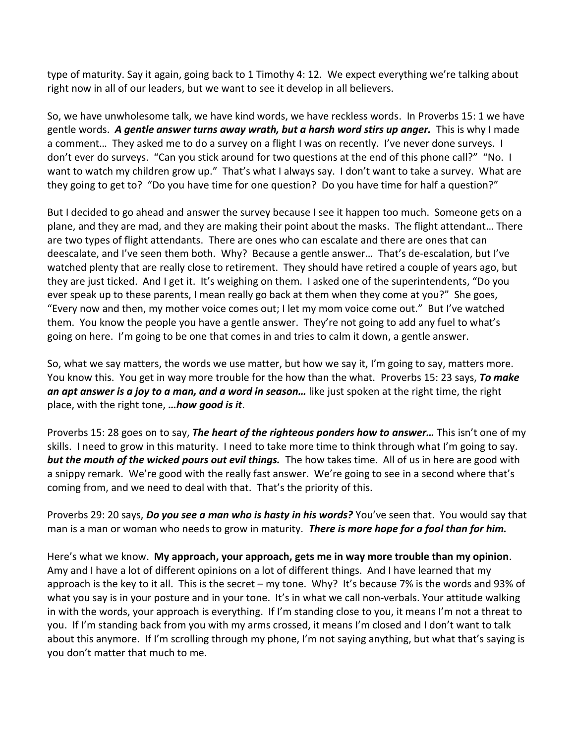type of maturity. Say it again, going back to 1 Timothy 4: 12. We expect everything we're talking about right now in all of our leaders, but we want to see it develop in all believers.

So, we have unwholesome talk, we have kind words, we have reckless words. In Proverbs 15: 1 we have gentle words. ***A gentle answer turns away wrath, but a harsh word stirs up anger.*** This is why I made a comment… They asked me to do a survey on a flight I was on recently. I've never done surveys. I don't ever do surveys. "Can you stick around for two questions at the end of this phone call?" "No. I want to watch my children grow up." That's what I always say. I don't want to take a survey. What are they going to get to? "Do you have time for one question? Do you have time for half a question?"

But I decided to go ahead and answer the survey because I see it happen too much. Someone gets on a plane, and they are mad, and they are making their point about the masks. The flight attendant… There are two types of flight attendants. There are ones who can escalate and there are ones that can deescalate, and I've seen them both. Why? Because a gentle answer… That's de-escalation, but I've watched plenty that are really close to retirement. They should have retired a couple of years ago, but they are just ticked. And I get it. It's weighing on them. I asked one of the superintendents, "Do you ever speak up to these parents, I mean really go back at them when they come at you?" She goes, "Every now and then, my mother voice comes out; I let my mom voice come out." But I've watched them. You know the people you have a gentle answer. They're not going to add any fuel to what's going on here. I'm going to be one that comes in and tries to calm it down, a gentle answer.

So, what we say matters, the words we use matter, but how we say it, I'm going to say, matters more. You know this. You get in way more trouble for the how than the what. Proverbs 15: 23 says, ***To make an apt answer is a joy to a man, and a word in season…*** like just spoken at the right time, the right place, with the right tone, ***…how good is it***.

Proverbs 15: 28 goes on to say, ***The heart of the righteous ponders how to answer…*** This isn't one of my skills. I need to grow in this maturity. I need to take more time to think through what I'm going to say. ***but the mouth of the wicked pours out evil things.*** The how takes time. All of us in here are good with a snippy remark. We're good with the really fast answer. We're going to see in a second where that's coming from, and we need to deal with that. That's the priority of this.

Proverbs 29: 20 says, ***Do you see a man who is hasty in his words?*** You've seen that. You would say that man is a man or woman who needs to grow in maturity. ***There is more hope for a fool than for him.***

Here's what we know. **My approach, your approach, gets me in way more trouble than my opinion**. Amy and I have a lot of different opinions on a lot of different things. And I have learned that my approach is the key to it all. This is the secret – my tone. Why? It's because 7% is the words and 93% of what you say is in your posture and in your tone. It's in what we call non-verbals. Your attitude walking in with the words, your approach is everything. If I'm standing close to you, it means I'm not a threat to you. If I'm standing back from you with my arms crossed, it means I'm closed and I don't want to talk about this anymore. If I'm scrolling through my phone, I'm not saying anything, but what that's saying is you don't matter that much to me.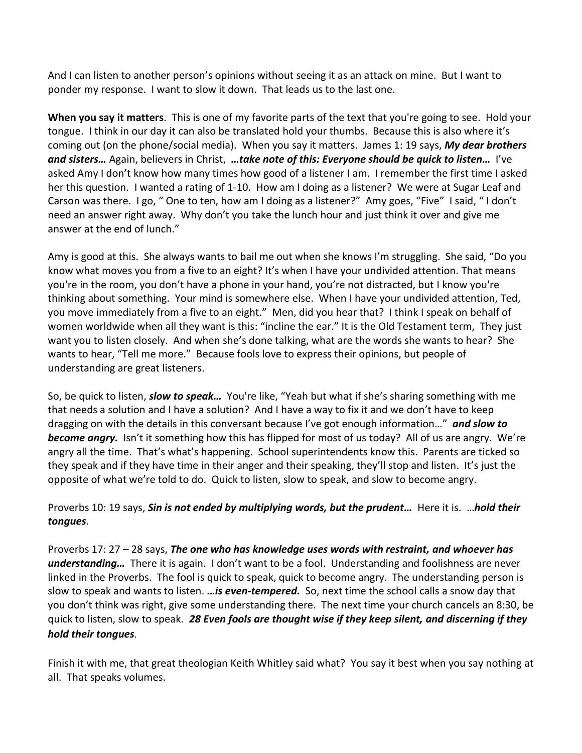And I can listen to another person's opinions without seeing it as an attack on mine. But I want to ponder my response. I want to slow it down. That leads us to the last one.

**When you say it matters**. This is one of my favorite parts of the text that you're going to see. Hold your tongue. I think in our day it can also be translated hold your thumbs. Because this is also where it's coming out (on the phone/social media). When you say it matters. James 1: 19 says, ***My dear brothers and sisters…*** Again, believers in Christ, ***…take note of this: Everyone should be quick to listen…*** I've asked Amy I don't know how many times how good of a listener I am. I remember the first time I asked her this question. I wanted a rating of 1-10. How am I doing as a listener? We were at Sugar Leaf and Carson was there. I go, " One to ten, how am I doing as a listener?" Amy goes, "Five" I said, " I don't need an answer right away. Why don't you take the lunch hour and just think it over and give me answer at the end of lunch."

Amy is good at this. She always wants to bail me out when she knows I'm struggling. She said, "Do you know what moves you from a five to an eight? It's when I have your undivided attention. That means you're in the room, you don't have a phone in your hand, you're not distracted, but I know you're thinking about something. Your mind is somewhere else. When I have your undivided attention, Ted, you move immediately from a five to an eight." Men, did you hear that? I think I speak on behalf of women worldwide when all they want is this: "incline the ear." It is the Old Testament term, They just want you to listen closely. And when she's done talking, what are the words she wants to hear? She wants to hear, "Tell me more." Because fools love to express their opinions, but people of understanding are great listeners.

So, be quick to listen, ***slow to speak…*** You're like, "Yeah but what if she's sharing something with me that needs a solution and I have a solution? And I have a way to fix it and we don't have to keep dragging on with the details in this conversant because I've got enough information…" ***and slow to become angry.*** Isn't it something how this has flipped for most of us today? All of us are angry. We're angry all the time. That's what's happening. School superintendents know this. Parents are ticked so they speak and if they have time in their anger and their speaking, they'll stop and listen. It's just the opposite of what we're told to do. Quick to listen, slow to speak, and slow to become angry.

Proverbs 10: 19 says, ***Sin is not ended by multiplying words, but the prudent…*** Here it is. …***hold their tongues***.

Proverbs 17: 27 – 28 says, ***The one who has knowledge uses words with restraint, and whoever has understanding…*** There it is again. I don't want to be a fool. Understanding and foolishness are never linked in the Proverbs. The fool is quick to speak, quick to become angry. The understanding person is slow to speak and wants to listen. ***…is even-tempered.*** So, next time the school calls a snow day that you don't think was right, give some understanding there. The next time your church cancels an 8:30, be quick to listen, slow to speak. ***28 Even fools are thought wise if they keep silent, and discerning if they hold their tongues***.

Finish it with me, that great theologian Keith Whitley said what? You say it best when you say nothing at all. That speaks volumes.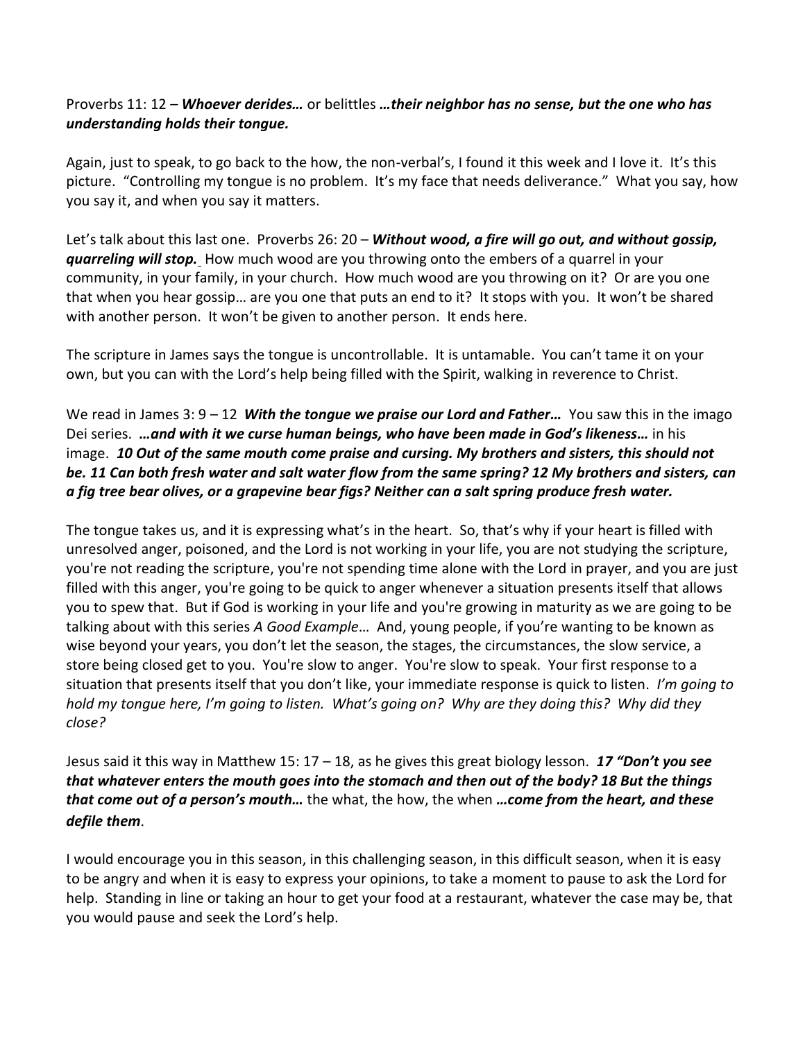Proverbs 11: 12 – ***Whoever derides…*** or belittles ***…their neighbor has no sense, but the one who has understanding holds their tongue.***

Again, just to speak, to go back to the how, the non-verbal's, I found it this week and I love it. It's this picture. "Controlling my tongue is no problem. It's my face that needs deliverance." What you say, how you say it, and when you say it matters.

Let's talk about this last one. Proverbs 26: 20 – ***Without wood, a fire will go out, and without gossip, quarreling will stop.*** How much wood are you throwing onto the embers of a quarrel in your community, in your family, in your church. How much wood are you throwing on it? Or are you one that when you hear gossip… are you one that puts an end to it? It stops with you. It won't be shared with another person. It won't be given to another person. It ends here.

The scripture in James says the tongue is uncontrollable. It is untamable. You can't tame it on your own, but you can with the Lord's help being filled with the Spirit, walking in reverence to Christ.

We read in James 3: 9 – 12 ***With the tongue we praise our Lord and Father…*** You saw this in the imago Dei series. ***…and with it we curse human beings, who have been made in God's likeness…*** in his image. ***10 Out of the same mouth come praise and cursing. My brothers and sisters, this should not be. 11 Can both fresh water and salt water flow from the same spring? 12 My brothers and sisters, can a fig tree bear olives, or a grapevine bear figs? Neither can a salt spring produce fresh water.***

The tongue takes us, and it is expressing what's in the heart. So, that's why if your heart is filled with unresolved anger, poisoned, and the Lord is not working in your life, you are not studying the scripture, you're not reading the scripture, you're not spending time alone with the Lord in prayer, and you are just filled with this anger, you're going to be quick to anger whenever a situation presents itself that allows you to spew that. But if God is working in your life and you're growing in maturity as we are going to be talking about with this series *A Good Example*… And, young people, if you're wanting to be known as wise beyond your years, you don't let the season, the stages, the circumstances, the slow service, a store being closed get to you. You're slow to anger. You're slow to speak. Your first response to a situation that presents itself that you don't like, your immediate response is quick to listen. *I'm going to hold my tongue here, I'm going to listen. What's going on? Why are they doing this? Why did they close?*

Jesus said it this way in Matthew 15: 17 – 18, as he gives this great biology lesson. ***17 "Don't you see that whatever enters the mouth goes into the stomach and then out of the body? 18 But the things that come out of a person's mouth…*** the what, the how, the when ***…come from the heart, and these defile them***.

I would encourage you in this season, in this challenging season, in this difficult season, when it is easy to be angry and when it is easy to express your opinions, to take a moment to pause to ask the Lord for help. Standing in line or taking an hour to get your food at a restaurant, whatever the case may be, that you would pause and seek the Lord's help.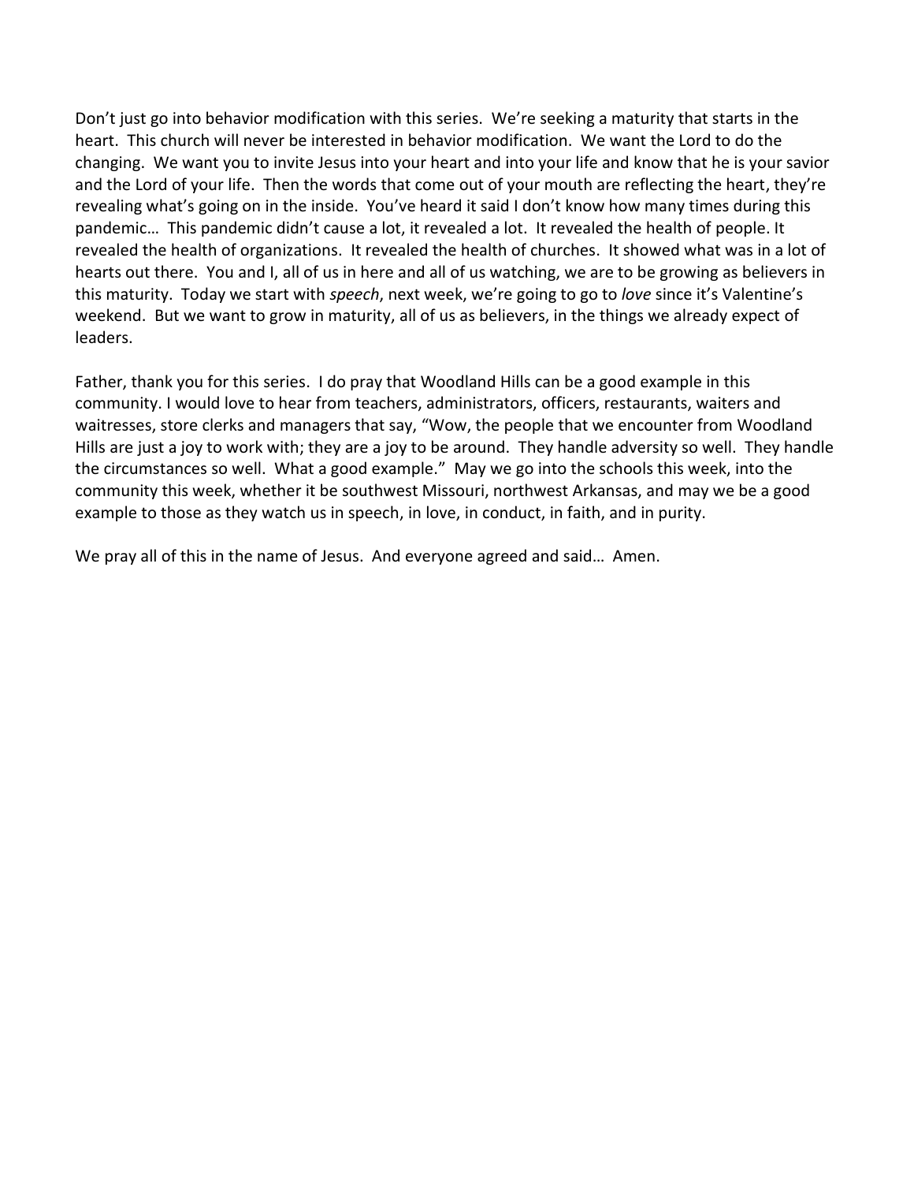Don't just go into behavior modification with this series. We're seeking a maturity that starts in the heart. This church will never be interested in behavior modification. We want the Lord to do the changing. We want you to invite Jesus into your heart and into your life and know that he is your savior and the Lord of your life. Then the words that come out of your mouth are reflecting the heart, they're revealing what's going on in the inside. You've heard it said I don't know how many times during this pandemic… This pandemic didn't cause a lot, it revealed a lot. It revealed the health of people. It revealed the health of organizations. It revealed the health of churches. It showed what was in a lot of hearts out there. You and I, all of us in here and all of us watching, we are to be growing as believers in this maturity. Today we start with *speech*, next week, we're going to go to *love* since it's Valentine's weekend. But we want to grow in maturity, all of us as believers, in the things we already expect of leaders.

Father, thank you for this series. I do pray that Woodland Hills can be a good example in this community. I would love to hear from teachers, administrators, officers, restaurants, waiters and waitresses, store clerks and managers that say, "Wow, the people that we encounter from Woodland Hills are just a joy to work with; they are a joy to be around. They handle adversity so well. They handle the circumstances so well. What a good example." May we go into the schools this week, into the community this week, whether it be southwest Missouri, northwest Arkansas, and may we be a good example to those as they watch us in speech, in love, in conduct, in faith, and in purity.

We pray all of this in the name of Jesus. And everyone agreed and said… Amen.